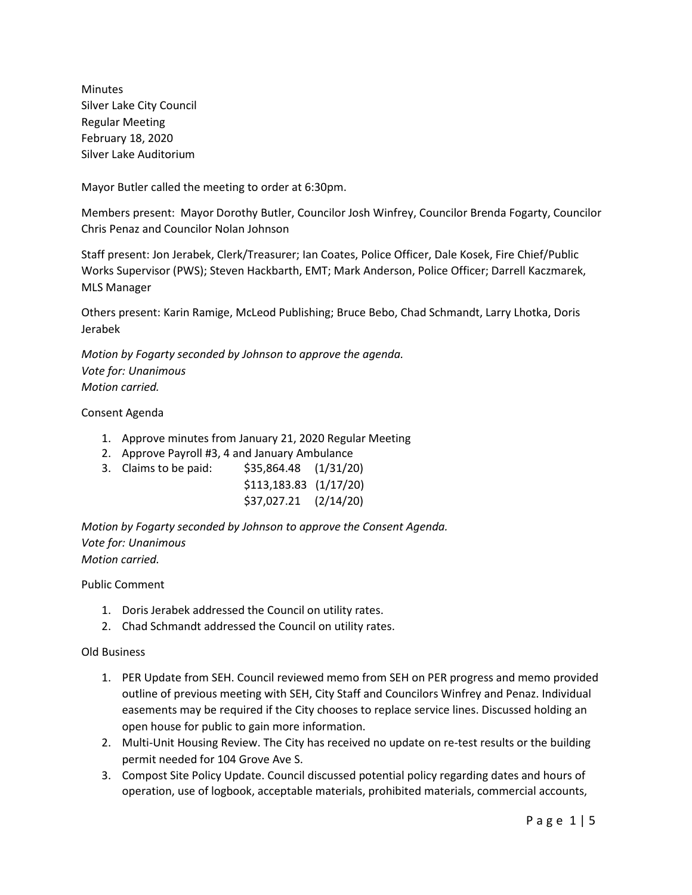Minutes
Silver Lake City Council
Regular Meeting
February 18, 2020
Silver Lake Auditorium

Mayor Butler called the meeting to order at 6:30pm.

Members present: Mayor Dorothy Butler, Councilor Josh Winfrey, Councilor Brenda Fogarty, Councilor Chris Penaz and Councilor Nolan Johnson

Staff present: Jon Jerabek, Clerk/Treasurer; Ian Coates, Police Officer, Dale Kosek, Fire Chief/Public Works Supervisor (PWS); Steven Hackbarth, EMT; Mark Anderson, Police Officer; Darrell Kaczmarek, MLS Manager

Others present: Karin Ramige, McLeod Publishing; Bruce Bebo, Chad Schmandt, Larry Lhotka, Doris Jerabek

*Motion by Fogarty seconded by Johnson to approve the agenda.*
*Vote for: Unanimous*
*Motion carried.*

Consent Agenda

1. Approve minutes from January 21, 2020 Regular Meeting
2. Approve Payroll #3, 4 and January Ambulance
3. Claims to be paid: $35,864.48 (1/31/20)
   $113,183.83 (1/17/20)
   $37,027.21 (2/14/20)

*Motion by Fogarty seconded by Johnson to approve the Consent Agenda.*
*Vote for: Unanimous*
*Motion carried.*

Public Comment

1. Doris Jerabek addressed the Council on utility rates.
2. Chad Schmandt addressed the Council on utility rates.

Old Business

1. PER Update from SEH. Council reviewed memo from SEH on PER progress and memo provided outline of previous meeting with SEH, City Staff and Councilors Winfrey and Penaz. Individual easements may be required if the City chooses to replace service lines. Discussed holding an open house for public to gain more information.
2. Multi-Unit Housing Review. The City has received no update on re-test results or the building permit needed for 104 Grove Ave S.
3. Compost Site Policy Update. Council discussed potential policy regarding dates and hours of operation, use of logbook, acceptable materials, prohibited materials, commercial accounts,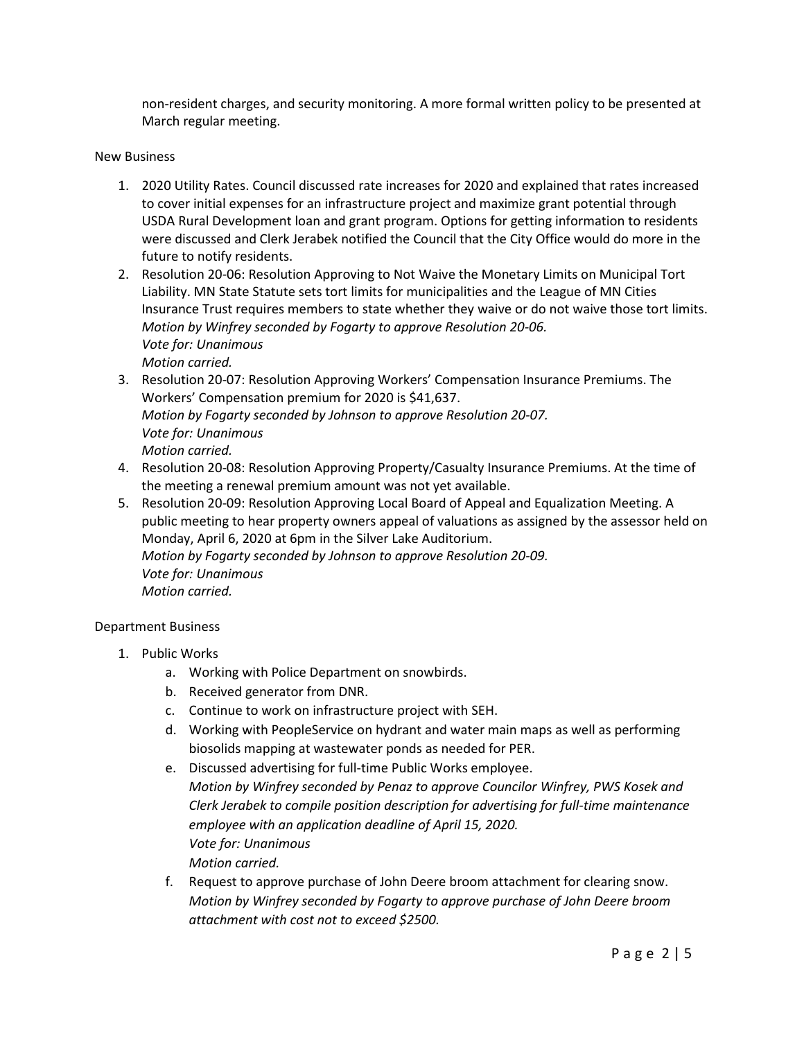non-resident charges, and security monitoring. A more formal written policy to be presented at March regular meeting.

New Business

1. 2020 Utility Rates. Council discussed rate increases for 2020 and explained that rates increased to cover initial expenses for an infrastructure project and maximize grant potential through USDA Rural Development loan and grant program. Options for getting information to residents were discussed and Clerk Jerabek notified the Council that the City Office would do more in the future to notify residents.
2. Resolution 20-06: Resolution Approving to Not Waive the Monetary Limits on Municipal Tort Liability. MN State Statute sets tort limits for municipalities and the League of MN Cities Insurance Trust requires members to state whether they waive or do not waive those tort limits.
   *Motion by Winfrey seconded by Fogarty to approve Resolution 20-06.*
   *Vote for: Unanimous*
   *Motion carried.*
3. Resolution 20-07: Resolution Approving Workers' Compensation Insurance Premiums. The Workers' Compensation premium for 2020 is $41,637.
   *Motion by Fogarty seconded by Johnson to approve Resolution 20-07.*
   *Vote for: Unanimous*
   *Motion carried.*
4. Resolution 20-08: Resolution Approving Property/Casualty Insurance Premiums. At the time of the meeting a renewal premium amount was not yet available.
5. Resolution 20-09: Resolution Approving Local Board of Appeal and Equalization Meeting. A public meeting to hear property owners appeal of valuations as assigned by the assessor held on Monday, April 6, 2020 at 6pm in the Silver Lake Auditorium.
   *Motion by Fogarty seconded by Johnson to approve Resolution 20-09.*
   *Vote for: Unanimous*
   *Motion carried.*

Department Business

1. Public Works
   a. Working with Police Department on snowbirds.
   b. Received generator from DNR.
   c. Continue to work on infrastructure project with SEH.
   d. Working with PeopleService on hydrant and water main maps as well as performing biosolids mapping at wastewater ponds as needed for PER.
   e. Discussed advertising for full-time Public Works employee.
      *Motion by Winfrey seconded by Penaz to approve Councilor Winfrey, PWS Kosek and Clerk Jerabek to compile position description for advertising for full-time maintenance employee with an application deadline of April 15, 2020.*
      *Vote for: Unanimous*
      *Motion carried.*
   f. Request to approve purchase of John Deere broom attachment for clearing snow.
      *Motion by Winfrey seconded by Fogarty to approve purchase of John Deere broom attachment with cost not to exceed $2500.*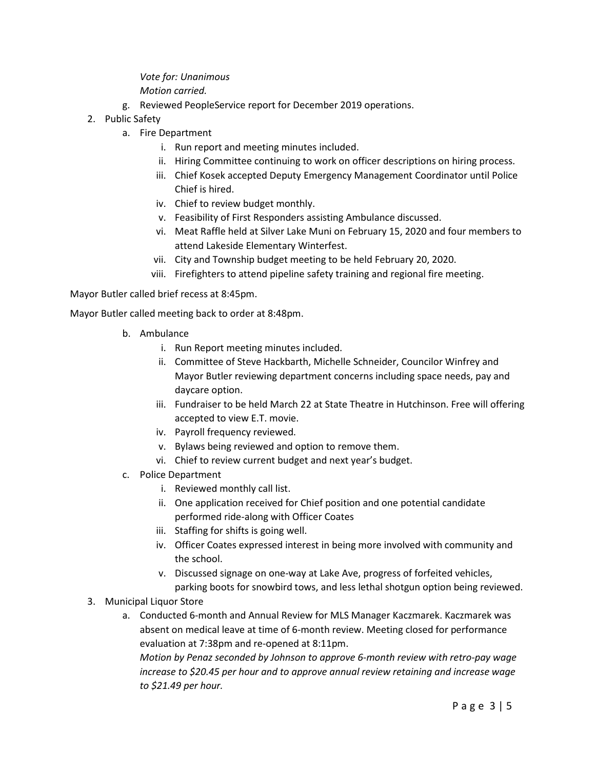*Vote for: Unanimous*
*Motion carried.*

g. Reviewed PeopleService report for December 2019 operations.

2. Public Safety
   a. Fire Department
      i. Run report and meeting minutes included.
      ii. Hiring Committee continuing to work on officer descriptions on hiring process.
      iii. Chief Kosek accepted Deputy Emergency Management Coordinator until Police Chief is hired.
      iv. Chief to review budget monthly.
      v. Feasibility of First Responders assisting Ambulance discussed.
      vi. Meat Raffle held at Silver Lake Muni on February 15, 2020 and four members to attend Lakeside Elementary Winterfest.
      vii. City and Township budget meeting to be held February 20, 2020.
      viii. Firefighters to attend pipeline safety training and regional fire meeting.

Mayor Butler called brief recess at 8:45pm.

Mayor Butler called meeting back to order at 8:48pm.

   b. Ambulance
      i. Run Report meeting minutes included.
      ii. Committee of Steve Hackbarth, Michelle Schneider, Councilor Winfrey and Mayor Butler reviewing department concerns including space needs, pay and daycare option.
      iii. Fundraiser to be held March 22 at State Theatre in Hutchinson. Free will offering accepted to view E.T. movie.
      iv. Payroll frequency reviewed.
      v. Bylaws being reviewed and option to remove them.
      vi. Chief to review current budget and next year's budget.
   c. Police Department
      i. Reviewed monthly call list.
      ii. One application received for Chief position and one potential candidate performed ride-along with Officer Coates
      iii. Staffing for shifts is going well.
      iv. Officer Coates expressed interest in being more involved with community and the school.
      v. Discussed signage on one-way at Lake Ave, progress of forfeited vehicles, parking boots for snowbird tows, and less lethal shotgun option being reviewed.

3. Municipal Liquor Store
   a. Conducted 6-month and Annual Review for MLS Manager Kaczmarek. Kaczmarek was absent on medical leave at time of 6-month review. Meeting closed for performance evaluation at 7:38pm and re-opened at 8:11pm.
      *Motion by Penaz seconded by Johnson to approve 6-month review with retro-pay wage increase to $20.45 per hour and to approve annual review retaining and increase wage to $21.49 per hour.*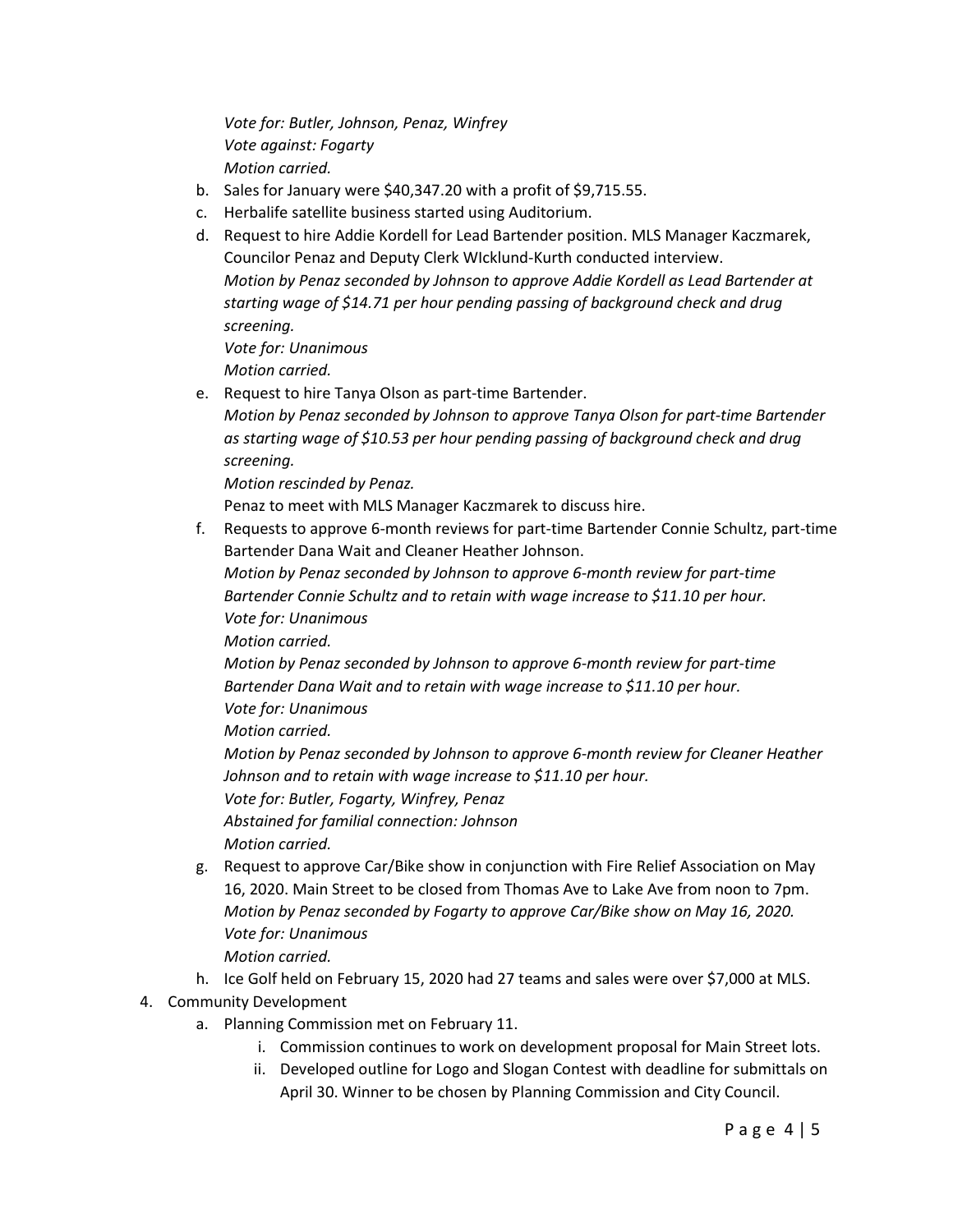*Vote for: Butler, Johnson, Penaz, Winfrey*
*Vote against: Fogarty*
*Motion carried.*

b. Sales for January were $40,347.20 with a profit of $9,715.55.

c. Herbalife satellite business started using Auditorium.

d. Request to hire Addie Kordell for Lead Bartender position. MLS Manager Kaczmarek, Councilor Penaz and Deputy Clerk WIcklund-Kurth conducted interview.
*Motion by Penaz seconded by Johnson to approve Addie Kordell as Lead Bartender at starting wage of $14.71 per hour pending passing of background check and drug screening.*
*Vote for: Unanimous*
*Motion carried.*

e. Request to hire Tanya Olson as part-time Bartender.
*Motion by Penaz seconded by Johnson to approve Tanya Olson for part-time Bartender as starting wage of $10.53 per hour pending passing of background check and drug screening.*
*Motion rescinded by Penaz.*
Penaz to meet with MLS Manager Kaczmarek to discuss hire.

f. Requests to approve 6-month reviews for part-time Bartender Connie Schultz, part-time Bartender Dana Wait and Cleaner Heather Johnson.
*Motion by Penaz seconded by Johnson to approve 6-month review for part-time Bartender Connie Schultz and to retain with wage increase to $11.10 per hour.*
*Vote for: Unanimous*
*Motion carried.*
*Motion by Penaz seconded by Johnson to approve 6-month review for part-time Bartender Dana Wait and to retain with wage increase to $11.10 per hour.*
*Vote for: Unanimous*
*Motion carried.*
*Motion by Penaz seconded by Johnson to approve 6-month review for Cleaner Heather Johnson and to retain with wage increase to $11.10 per hour.*
*Vote for: Butler, Fogarty, Winfrey, Penaz*
*Abstained for familial connection: Johnson*
*Motion carried.*

g. Request to approve Car/Bike show in conjunction with Fire Relief Association on May 16, 2020. Main Street to be closed from Thomas Ave to Lake Ave from noon to 7pm.
*Motion by Penaz seconded by Fogarty to approve Car/Bike show on May 16, 2020.*
*Vote for: Unanimous*
*Motion carried.*

h. Ice Golf held on February 15, 2020 had 27 teams and sales were over $7,000 at MLS.

4. Community Development
    a. Planning Commission met on February 11.
        i. Commission continues to work on development proposal for Main Street lots.
        ii. Developed outline for Logo and Slogan Contest with deadline for submittals on April 30. Winner to be chosen by Planning Commission and City Council.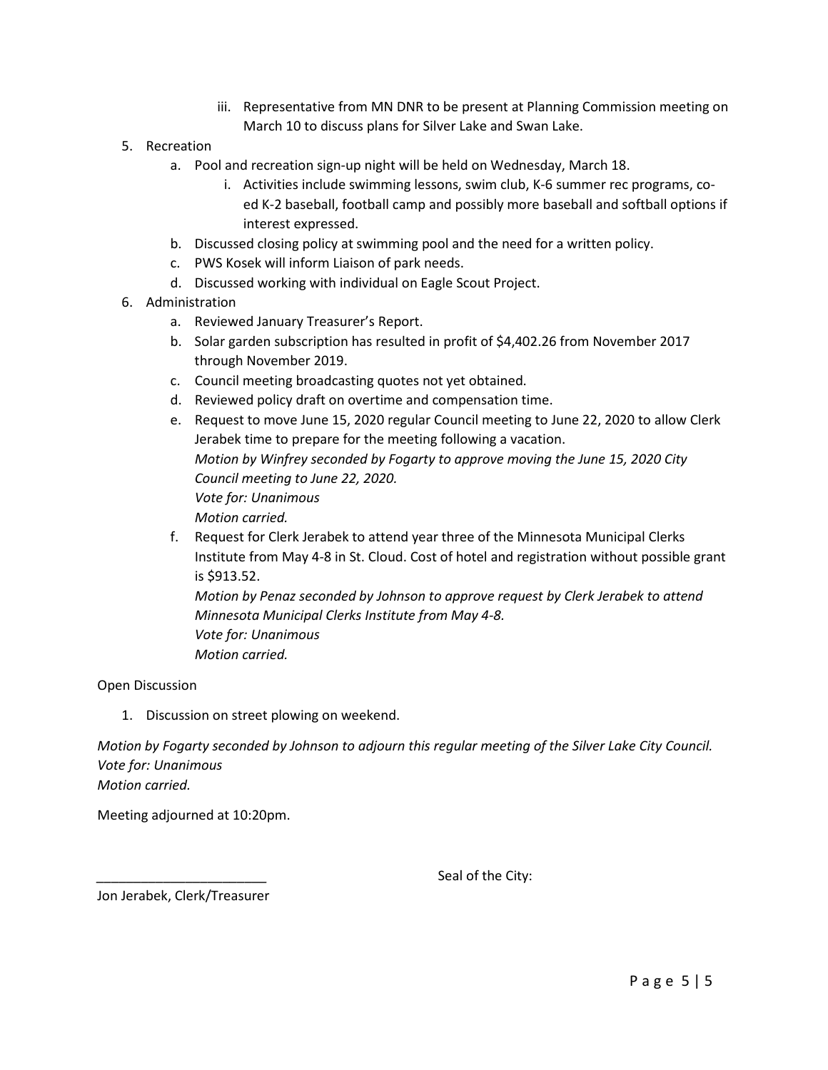iii. Representative from MN DNR to be present at Planning Commission meeting on March 10 to discuss plans for Silver Lake and Swan Lake.

5. Recreation
   a. Pool and recreation sign-up night will be held on Wednesday, March 18.
      i. Activities include swimming lessons, swim club, K-6 summer rec programs, co-ed K-2 baseball, football camp and possibly more baseball and softball options if interest expressed.
   b. Discussed closing policy at swimming pool and the need for a written policy.
   c. PWS Kosek will inform Liaison of park needs.
   d. Discussed working with individual on Eagle Scout Project.
6. Administration
   a. Reviewed January Treasurer's Report.
   b. Solar garden subscription has resulted in profit of $4,402.26 from November 2017 through November 2019.
   c. Council meeting broadcasting quotes not yet obtained.
   d. Reviewed policy draft on overtime and compensation time.
   e. Request to move June 15, 2020 regular Council meeting to June 22, 2020 to allow Clerk Jerabek time to prepare for the meeting following a vacation.
      *Motion by Winfrey seconded by Fogarty to approve moving the June 15, 2020 City Council meeting to June 22, 2020.*
      *Vote for: Unanimous*
      *Motion carried.*
   f. Request for Clerk Jerabek to attend year three of the Minnesota Municipal Clerks Institute from May 4-8 in St. Cloud. Cost of hotel and registration without possible grant is $913.52.
      *Motion by Penaz seconded by Johnson to approve request by Clerk Jerabek to attend Minnesota Municipal Clerks Institute from May 4-8.*
      *Vote for: Unanimous*
      *Motion carried.*

Open Discussion

1. Discussion on street plowing on weekend.

*Motion by Fogarty seconded by Johnson to adjourn this regular meeting of the Silver Lake City Council.*
*Vote for: Unanimous*
*Motion carried.*

Meeting adjourned at 10:20pm.

_______________________ Seal of the City:

Jon Jerabek, Clerk/Treasurer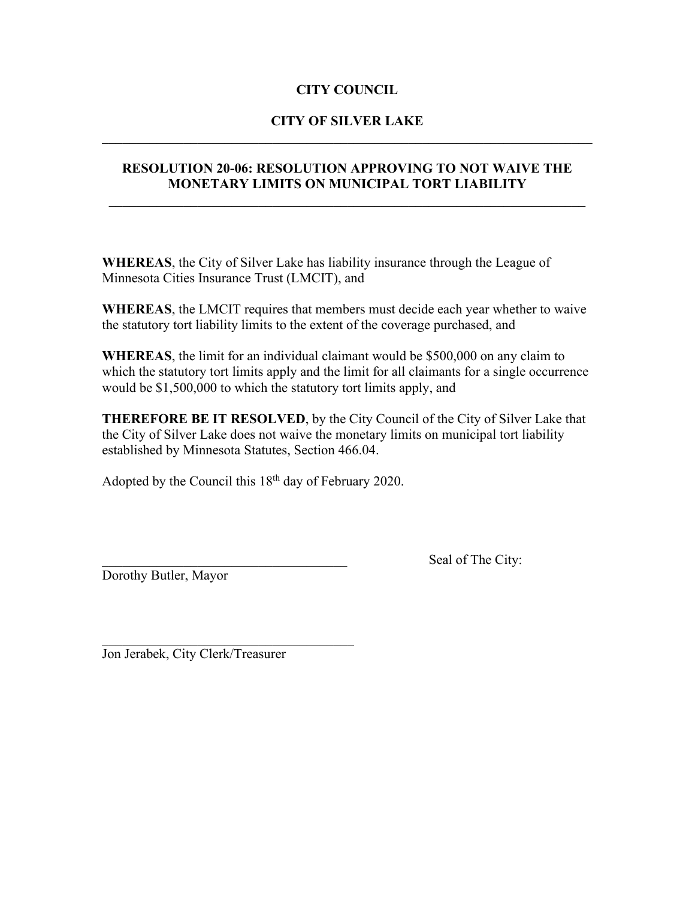**CITY COUNCIL**

**CITY OF SILVER LAKE**

---

## RESOLUTION 20-06: RESOLUTION APPROVING TO NOT WAIVE THE MONETARY LIMITS ON MUNICIPAL TORT LIABILITY

---

**WHEREAS**, the City of Silver Lake has liability insurance through the League of Minnesota Cities Insurance Trust (LMCIT), and

**WHEREAS**, the LMCIT requires that members must decide each year whether to waive the statutory tort liability limits to the extent of the coverage purchased, and

**WHEREAS**, the limit for an individual claimant would be $500,000 on any claim to which the statutory tort limits apply and the limit for all claimants for a single occurrence would be $1,500,000 to which the statutory tort limits apply, and

**THEREFORE BE IT RESOLVED**, by the City Council of the City of Silver Lake that the City of Silver Lake does not waive the monetary limits on municipal tort liability established by Minnesota Statutes, Section 466.04.

Adopted by the Council this 18th day of February 2020.

_____________________________________
Dorothy Butler, Mayor

Seal of The City:

_____________________________________
Jon Jerabek, City Clerk/Treasurer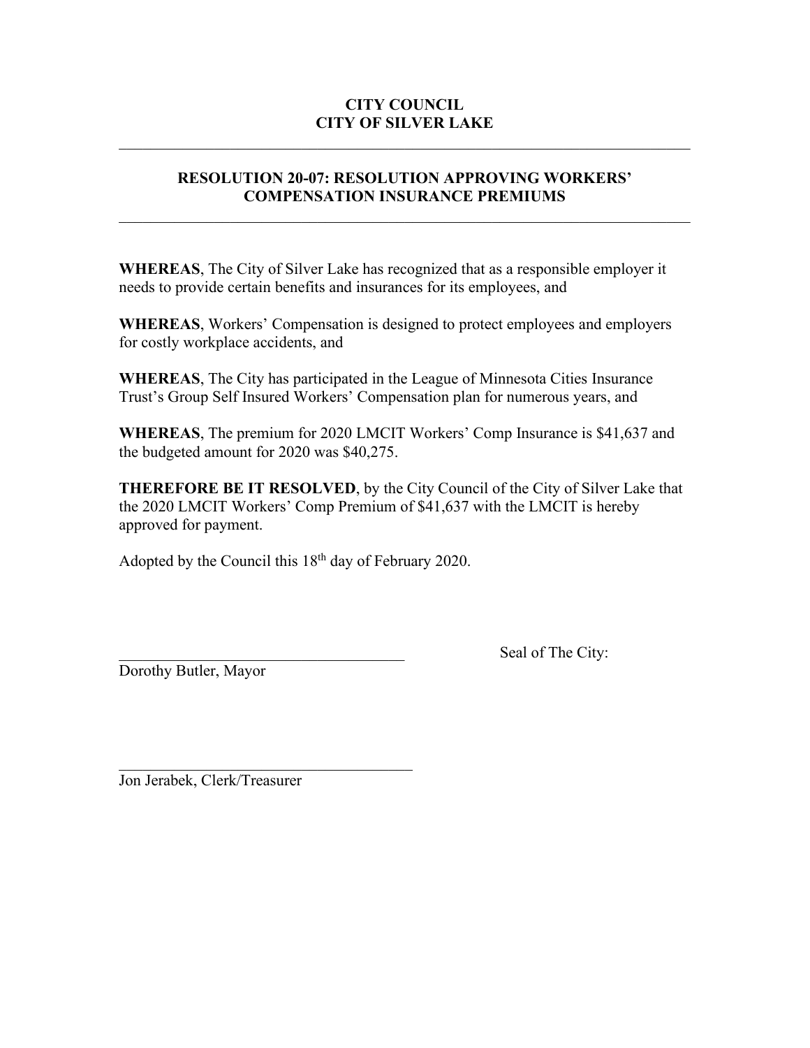**CITY COUNCIL**
**CITY OF SILVER LAKE**

---

## RESOLUTION 20-07: RESOLUTION APPROVING WORKERS' COMPENSATION INSURANCE PREMIUMS

---

**WHEREAS**, The City of Silver Lake has recognized that as a responsible employer it needs to provide certain benefits and insurances for its employees, and

**WHEREAS**, Workers' Compensation is designed to protect employees and employers for costly workplace accidents, and

**WHEREAS**, The City has participated in the League of Minnesota Cities Insurance Trust's Group Self Insured Workers' Compensation plan for numerous years, and

**WHEREAS**, The premium for 2020 LMCIT Workers' Comp Insurance is $41,637 and the budgeted amount for 2020 was $40,275.

**THEREFORE BE IT RESOLVED**, by the City Council of the City of Silver Lake that the 2020 LMCIT Workers' Comp Premium of $41,637 with the LMCIT is hereby approved for payment.

Adopted by the Council this 18th day of February 2020.

_____________________________________
Dorothy Butler, Mayor

Seal of The City:

_____________________________________
Jon Jerabek, Clerk/Treasurer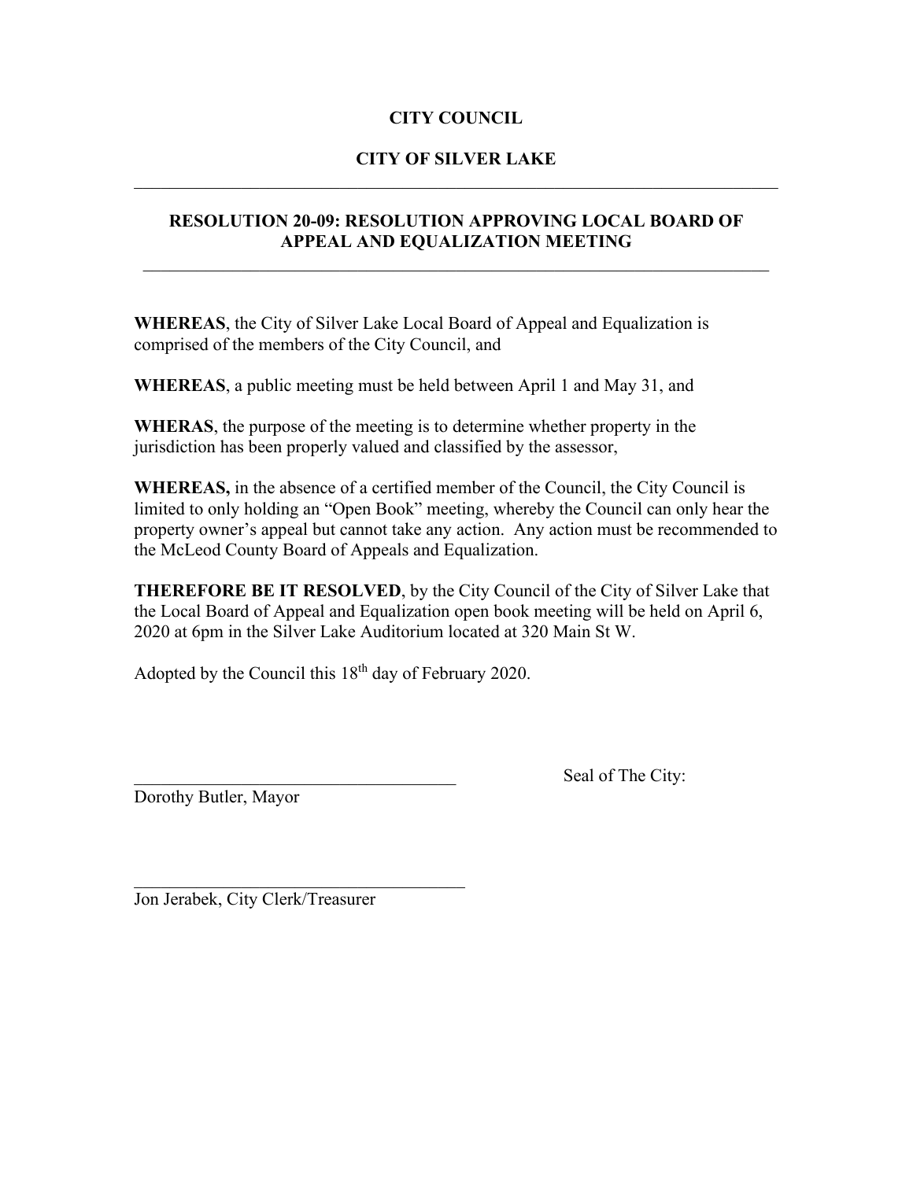**CITY COUNCIL**

**CITY OF SILVER LAKE**

---

**RESOLUTION 20-09: RESOLUTION APPROVING LOCAL BOARD OF APPEAL AND EQUALIZATION MEETING**

---

**WHEREAS**, the City of Silver Lake Local Board of Appeal and Equalization is comprised of the members of the City Council, and

**WHEREAS**, a public meeting must be held between April 1 and May 31, and

**WHERAS**, the purpose of the meeting is to determine whether property in the jurisdiction has been properly valued and classified by the assessor,

**WHEREAS,** in the absence of a certified member of the Council, the City Council is limited to only holding an "Open Book" meeting, whereby the Council can only hear the property owner's appeal but cannot take any action. Any action must be recommended to the McLeod County Board of Appeals and Equalization.

**THEREFORE BE IT RESOLVED**, by the City Council of the City of Silver Lake that the Local Board of Appeal and Equalization open book meeting will be held on April 6, 2020 at 6pm in the Silver Lake Auditorium located at 320 Main St W.

Adopted by the Council this 18th day of February 2020.

_____________________________________ Seal of The City:

Dorothy Butler, Mayor

_____________________________________

Jon Jerabek, City Clerk/Treasurer